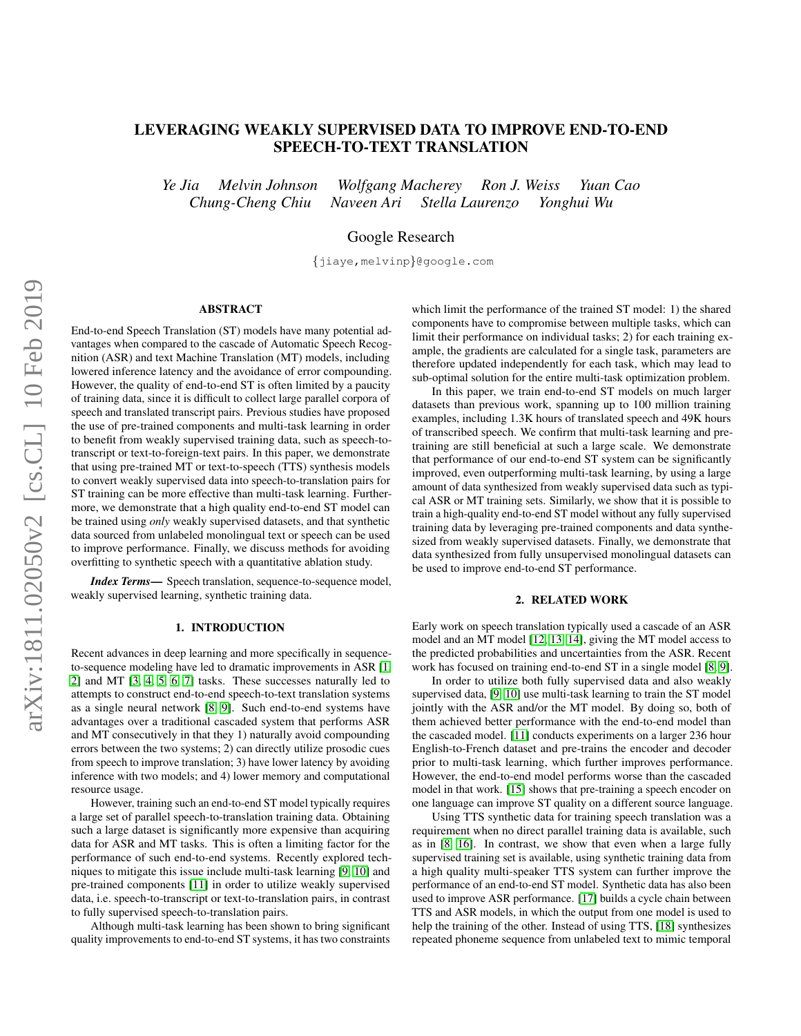# LEVERAGING WEAKLY SUPERVISED DATA TO IMPROVE END-TO-END SPEECH-TO-TEXT TRANSLATION

*Ye Jia   Melvin Johnson   Wolfgang Macherey   Ron J. Weiss   Yuan Cao*
*Chung-Cheng Chiu   Naveen Ari   Stella Laurenzo   Yonghui Wu*

Google Research

{jiaye,melvinp}@google.com

## ABSTRACT

End-to-end Speech Translation (ST) models have many potential advantages when compared to the cascade of Automatic Speech Recognition (ASR) and text Machine Translation (MT) models, including lowered inference latency and the avoidance of error compounding. However, the quality of end-to-end ST is often limited by a paucity of training data, since it is difficult to collect large parallel corpora of speech and translated transcript pairs. Previous studies have proposed the use of pre-trained components and multi-task learning in order to benefit from weakly supervised training data, such as speech-to-transcript or text-to-foreign-text pairs. In this paper, we demonstrate that using pre-trained MT or text-to-speech (TTS) synthesis models to convert weakly supervised data into speech-to-translation pairs for ST training can be more effective than multi-task learning. Furthermore, we demonstrate that a high quality end-to-end ST model can be trained using *only* weakly supervised datasets, and that synthetic data sourced from unlabeled monolingual text or speech can be used to improve performance. Finally, we discuss methods for avoiding overfitting to synthetic speech with a quantitative ablation study.

***Index Terms***— Speech translation, sequence-to-sequence model, weakly supervised learning, synthetic training data.

## 1. INTRODUCTION

Recent advances in deep learning and more specifically in sequence-to-sequence modeling have led to dramatic improvements in ASR [1, 2] and MT [3, 4, 5, 6, 7] tasks. These successes naturally led to attempts to construct end-to-end speech-to-text translation systems as a single neural network [8, 9]. Such end-to-end systems have advantages over a traditional cascaded system that performs ASR and MT consecutively in that they 1) naturally avoid compounding errors between the two systems; 2) can directly utilize prosodic cues from speech to improve translation; 3) have lower latency by avoiding inference with two models; and 4) lower memory and computational resource usage.

However, training such an end-to-end ST model typically requires a large set of parallel speech-to-translation training data. Obtaining such a large dataset is significantly more expensive than acquiring data for ASR and MT tasks. This is often a limiting factor for the performance of such end-to-end systems. Recently explored techniques to mitigate this issue include multi-task learning [9, 10] and pre-trained components [11] in order to utilize weakly supervised data, i.e. speech-to-transcript or text-to-translation pairs, in contrast to fully supervised speech-to-translation pairs.

Although multi-task learning has been shown to bring significant quality improvements to end-to-end ST systems, it has two constraints which limit the performance of the trained ST model: 1) the shared components have to compromise between multiple tasks, which can limit their performance on individual tasks; 2) for each training example, the gradients are calculated for a single task, parameters are therefore updated independently for each task, which may lead to sub-optimal solution for the entire multi-task optimization problem.

In this paper, we train end-to-end ST models on much larger datasets than previous work, spanning up to 100 million training examples, including 1.3K hours of translated speech and 49K hours of transcribed speech. We confirm that multi-task learning and pre-training are still beneficial at such a large scale. We demonstrate that performance of our end-to-end ST system can be significantly improved, even outperforming multi-task learning, by using a large amount of data synthesized from weakly supervised data such as typical ASR or MT training sets. Similarly, we show that it is possible to train a high-quality end-to-end ST model without any fully supervised training data by leveraging pre-trained components and data synthesized from weakly supervised datasets. Finally, we demonstrate that data synthesized from fully unsupervised monolingual datasets can be used to improve end-to-end ST performance.

## 2. RELATED WORK

Early work on speech translation typically used a cascade of an ASR model and an MT model [12, 13, 14], giving the MT model access to the predicted probabilities and uncertainties from the ASR. Recent work has focused on training end-to-end ST in a single model [8, 9].

In order to utilize both fully supervised data and also weakly supervised data, [9, 10] use multi-task learning to train the ST model jointly with the ASR and/or the MT model. By doing so, both of them achieved better performance with the end-to-end model than the cascaded model. [11] conducts experiments on a larger 236 hour English-to-French dataset and pre-trains the encoder and decoder prior to multi-task learning, which further improves performance. However, the end-to-end model performs worse than the cascaded model in that work. [15] shows that pre-training a speech encoder on one language can improve ST quality on a different source language.

Using TTS synthetic data for training speech translation was a requirement when no direct parallel training data is available, such as in [8, 16]. In contrast, we show that even when a large fully supervised training set is available, using synthetic training data from a high quality multi-speaker TTS system can further improve the performance of an end-to-end ST model. Synthetic data has also been used to improve ASR performance. [17] builds a cycle chain between TTS and ASR models, in which the output from one model is used to help the training of the other. Instead of using TTS, [18] synthesizes repeated phoneme sequence from unlabeled text to mimic temporal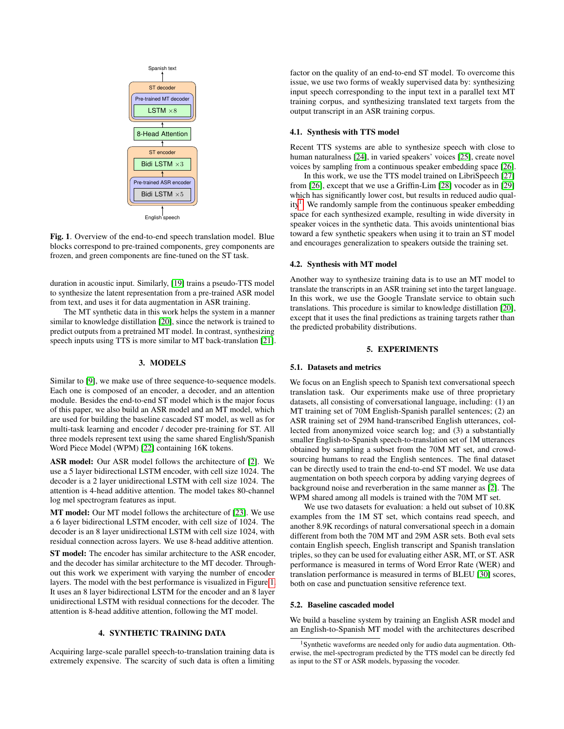Spanish text

ST decoder

Pre-trained MT decoder

LSTM ×8

8-Head Attention

ST encoder

Bidi LSTM ×3

Pre-trained ASR encoder

Bidi LSTM ×5

English speech

**Fig. 1**. Overview of the end-to-end speech translation model. Blue blocks correspond to pre-trained components, grey components are frozen, and green components are fine-tuned on the ST task.

duration in acoustic input. Similarly, [19] trains a pseudo-TTS model to synthesize the latent representation from a pre-trained ASR model from text, and uses it for data augmentation in ASR training.

The MT synthetic data in this work helps the system in a manner similar to knowledge distillation [20], since the network is trained to predict outputs from a pretrained MT model. In contrast, synthesizing speech inputs using TTS is more similar to MT back-translation [21].

## 3. MODELS

Similar to [9], we make use of three sequence-to-sequence models. Each one is composed of an encoder, a decoder, and an attention module. Besides the end-to-end ST model which is the major focus of this paper, we also build an ASR model and an MT model, which are used for building the baseline cascaded ST model, as well as for multi-task learning and encoder / decoder pre-training for ST. All three models represent text using the same shared English/Spanish Word Piece Model (WPM) [22] containing 16K tokens.

**ASR model:** Our ASR model follows the architecture of [2]. We use a 5 layer bidirectional LSTM encoder, with cell size 1024. The decoder is a 2 layer unidirectional LSTM with cell size 1024. The attention is 4-head additive attention. The model takes 80-channel log mel spectrogram features as input.

**MT model:** Our MT model follows the architecture of [23]. We use a 6 layer bidirectional LSTM encoder, with cell size of 1024. The decoder is an 8 layer unidirectional LSTM with cell size 1024, with residual connection across layers. We use 8-head additive attention.

**ST model:** The encoder has similar architecture to the ASR encoder, and the decoder has similar architecture to the MT decoder. Throughout this work we experiment with varying the number of encoder layers. The model with the best performance is visualized in Figure 1. It uses an 8 layer bidirectional LSTM for the encoder and an 8 layer unidirectional LSTM with residual connections for the decoder. The attention is 8-head additive attention, following the MT model.

## 4. SYNTHETIC TRAINING DATA

Acquiring large-scale parallel speech-to-translation training data is extremely expensive. The scarcity of such data is often a limiting factor on the quality of an end-to-end ST model. To overcome this issue, we use two forms of weakly supervised data by: synthesizing input speech corresponding to the input text in a parallel text MT training corpus, and synthesizing translated text targets from the output transcript in an ASR training corpus.

### 4.1. Synthesis with TTS model

Recent TTS systems are able to synthesize speech with close to human naturalness [24], in varied speakers' voices [25], create novel voices by sampling from a continuous speaker embedding space [26].

In this work, we use the TTS model trained on LibriSpeech [27] from [26], except that we use a Griffin-Lim [28] vocoder as in [29] which has significantly lower cost, but results in reduced audio quality[1]. We randomly sample from the continuous speaker embedding space for each synthesized example, resulting in wide diversity in speaker voices in the synthetic data. This avoids unintentional bias toward a few synthetic speakers when using it to train an ST model and encourages generalization to speakers outside the training set.

### 4.2. Synthesis with MT model

Another way to synthesize training data is to use an MT model to translate the transcripts in an ASR training set into the target language. In this work, we use the Google Translate service to obtain such translations. This procedure is similar to knowledge distillation [20], except that it uses the final predictions as training targets rather than the predicted probability distributions.

## 5. EXPERIMENTS

### 5.1. Datasets and metrics

We focus on an English speech to Spanish text conversational speech translation task. Our experiments make use of three proprietary datasets, all consisting of conversational language, including: (1) an MT training set of 70M English-Spanish parallel sentences; (2) an ASR training set of 29M hand-transcribed English utterances, collected from anonymized voice search log; and (3) a substantially smaller English-to-Spanish speech-to-translation set of 1M utterances obtained by sampling a subset from the 70M MT set, and crowd-sourcing humans to read the English sentences. The final dataset can be directly used to train the end-to-end ST model. We use data augmentation on both speech corpora by adding varying degrees of background noise and reverberation in the same manner as [2]. The WPM shared among all models is trained with the 70M MT set.

We use two datasets for evaluation: a held out subset of 10.8K examples from the 1M ST set, which contains read speech, and another 8.9K recordings of natural conversational speech in a domain different from both the 70M MT and 29M ASR sets. Both eval sets contain English speech, English transcript and Spanish translation triples, so they can be used for evaluating either ASR, MT, or ST. ASR performance is measured in terms of Word Error Rate (WER) and translation performance is measured in terms of BLEU [30] scores, both on case and punctuation sensitive reference text.

### 5.2. Baseline cascaded model

We build a baseline system by training an English ASR model and an English-to-Spanish MT model with the architectures described

[1] Synthetic waveforms are needed only for audio data augmentation. Otherwise, the mel-spectrogram predicted by the TTS model can be directly fed as input to the ST or ASR models, bypassing the vocoder.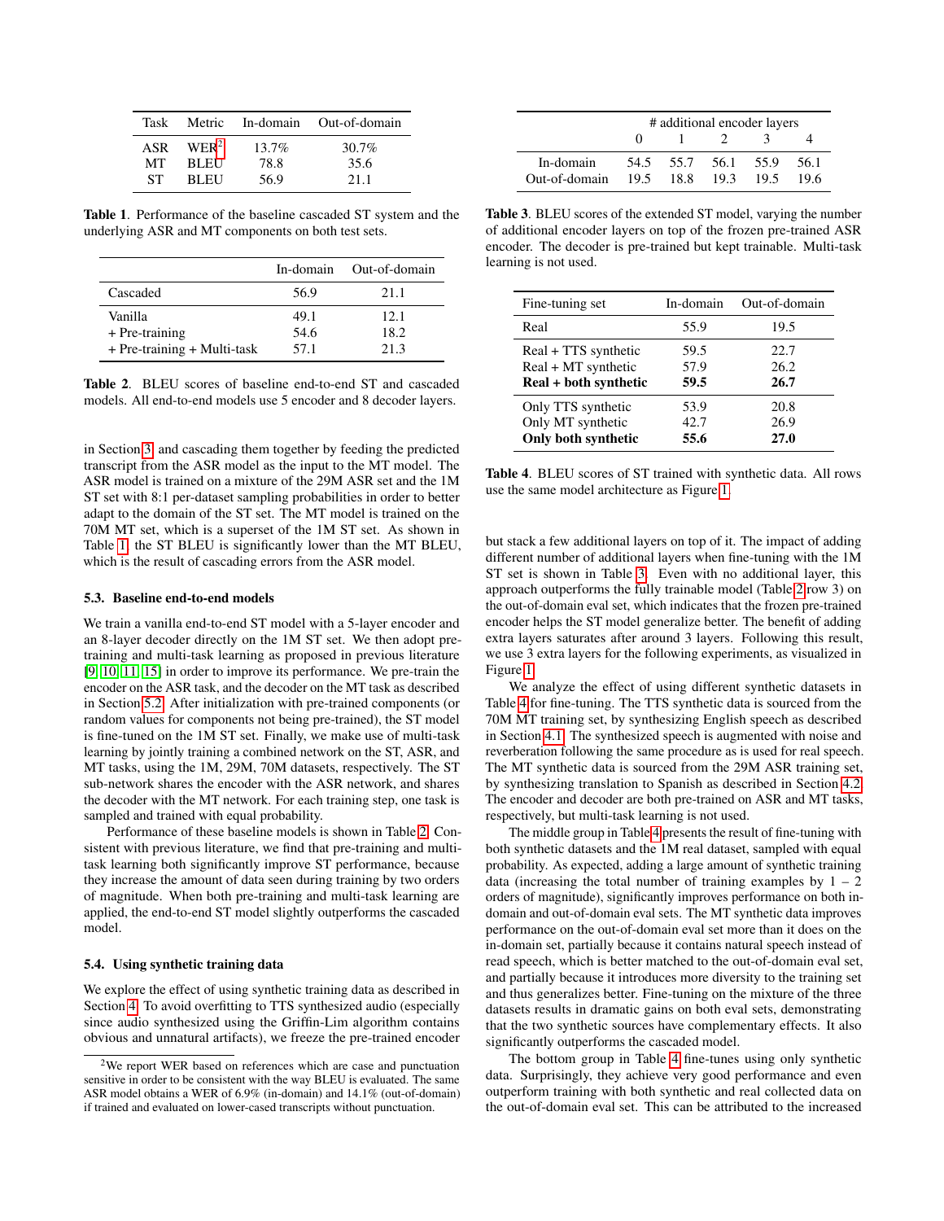| Task | Metric | In-domain | Out-of-domain |
|---|---|---|---|
| ASR | WER[2] | 13.7% | 30.7% |
| MT | BLEU | 78.8 | 35.6 |
| ST | BLEU | 56.9 | 21.1 |

**Table 1**. Performance of the baseline cascaded ST system and the underlying ASR and MT components on both test sets.

| | In-domain | Out-of-domain |
|---|---|---|
| Cascaded | 56.9 | 21.1 |
| Vanilla | 49.1 | 12.1 |
| + Pre-training | 54.6 | 18.2 |
| + Pre-training + Multi-task | 57.1 | 21.3 |

**Table 2**. BLEU scores of baseline end-to-end ST and cascaded models. All end-to-end models use 5 encoder and 8 decoder layers.

in Section 3 and cascading them together by feeding the predicted transcript from the ASR model as the input to the MT model. The ASR model is trained on a mixture of the 29M ASR set and the 1M ST set with 8:1 per-dataset sampling probabilities in order to better adapt to the domain of the ST set. The MT model is trained on the 70M MT set, which is a superset of the 1M ST set. As shown in Table 1, the ST BLEU is significantly lower than the MT BLEU, which is the result of cascading errors from the ASR model.

### 5.3. Baseline end-to-end models

We train a vanilla end-to-end ST model with a 5-layer encoder and an 8-layer decoder directly on the 1M ST set. We then adopt pre-training and multi-task learning as proposed in previous literature [9, 10, 11, 15] in order to improve its performance. We pre-train the encoder on the ASR task, and the decoder on the MT task as described in Section 5.2. After initialization with pre-trained components (or random values for components not being pre-trained), the ST model is fine-tuned on the 1M ST set. Finally, we make use of multi-task learning by jointly training a combined network on the ST, ASR, and MT tasks, using the 1M, 29M, 70M datasets, respectively. The ST sub-network shares the encoder with the ASR network, and shares the decoder with the MT network. For each training step, one task is sampled and trained with equal probability.

Performance of these baseline models is shown in Table 2. Consistent with previous literature, we find that pre-training and multi-task learning both significantly improve ST performance, because they increase the amount of data seen during training by two orders of magnitude. When both pre-training and multi-task learning are applied, the end-to-end ST model slightly outperforms the cascaded model.

### 5.4. Using synthetic training data

We explore the effect of using synthetic training data as described in Section 4. To avoid overfitting to TTS synthesized audio (especially since audio synthesized using the Griffin-Lim algorithm contains obvious and unnatural artifacts), we freeze the pre-trained encoder but stack a few additional layers on top of it. The impact of adding different number of additional layers when fine-tuning with the 1M ST set is shown in Table 3. Even with no additional layer, this approach outperforms the fully trainable model (Table 2 row 3) on the out-of-domain eval set, which indicates that the frozen pre-trained encoder helps the ST model generalize better. The benefit of adding extra layers saturates after around 3 layers. Following this result, we use 3 extra layers for the following experiments, as visualized in Figure 1.

[2] We report WER based on references which are case and punctuation sensitive in order to be consistent with the way BLEU is evaluated. The same ASR model obtains a WER of 6.9% (in-domain) and 14.1% (out-of-domain) if trained and evaluated on lower-cased transcripts without punctuation.

| | # additional encoder layers | | | | |
|---|---|---|---|---|---|
| | 0 | 1 | 2 | 3 | 4 |
| In-domain | 54.5 | 55.7 | 56.1 | 55.9 | 56.1 |
| Out-of-domain | 19.5 | 18.8 | 19.3 | 19.5 | 19.6 |

**Table 3**. BLEU scores of the extended ST model, varying the number of additional encoder layers on top of the frozen pre-trained ASR encoder. The decoder is pre-trained but kept trainable. Multi-task learning is not used.

| Fine-tuning set | In-domain | Out-of-domain |
|---|---|---|
| Real | 55.9 | 19.5 |
| Real + TTS synthetic | 59.5 | 22.7 |
| Real + MT synthetic | 57.9 | 26.2 |
| **Real + both synthetic** | **59.5** | **26.7** |
| Only TTS synthetic | 53.9 | 20.8 |
| Only MT synthetic | 42.7 | 26.9 |
| **Only both synthetic** | **55.6** | **27.0** |

**Table 4**. BLEU scores of ST trained with synthetic data. All rows use the same model architecture as Figure 1.

We analyze the effect of using different synthetic datasets in Table 4 for fine-tuning. The TTS synthetic data is sourced from the 70M MT training set, by synthesizing English speech as described in Section 4.1. The synthesized speech is augmented with noise and reverberation following the same procedure as is used for real speech. The MT synthetic data is sourced from the 29M ASR training set, by synthesizing translation to Spanish as described in Section 4.2. The encoder and decoder are both pre-trained on ASR and MT tasks, respectively, but multi-task learning is not used.

The middle group in Table 4 presents the result of fine-tuning with both synthetic datasets and the 1M real dataset, sampled with equal probability. As expected, adding a large amount of synthetic training data (increasing the total number of training examples by 1 – 2 orders of magnitude), significantly improves performance on both in-domain and out-of-domain eval sets. The MT synthetic data improves performance on the out-of-domain eval set more than it does on the in-domain set, partially because it contains natural speech instead of read speech, which is better matched to the out-of-domain eval set, and partially because it introduces more diversity to the training set and thus generalizes better. Fine-tuning on the mixture of the three datasets results in dramatic gains on both eval sets, demonstrating that the two synthetic sources have complementary effects. It also significantly outperforms the cascaded model.

The bottom group in Table 4 fine-tunes using only synthetic data. Surprisingly, they achieve very good performance and even outperform training with both synthetic and real collected data on the out-of-domain eval set. This can be attributed to the increased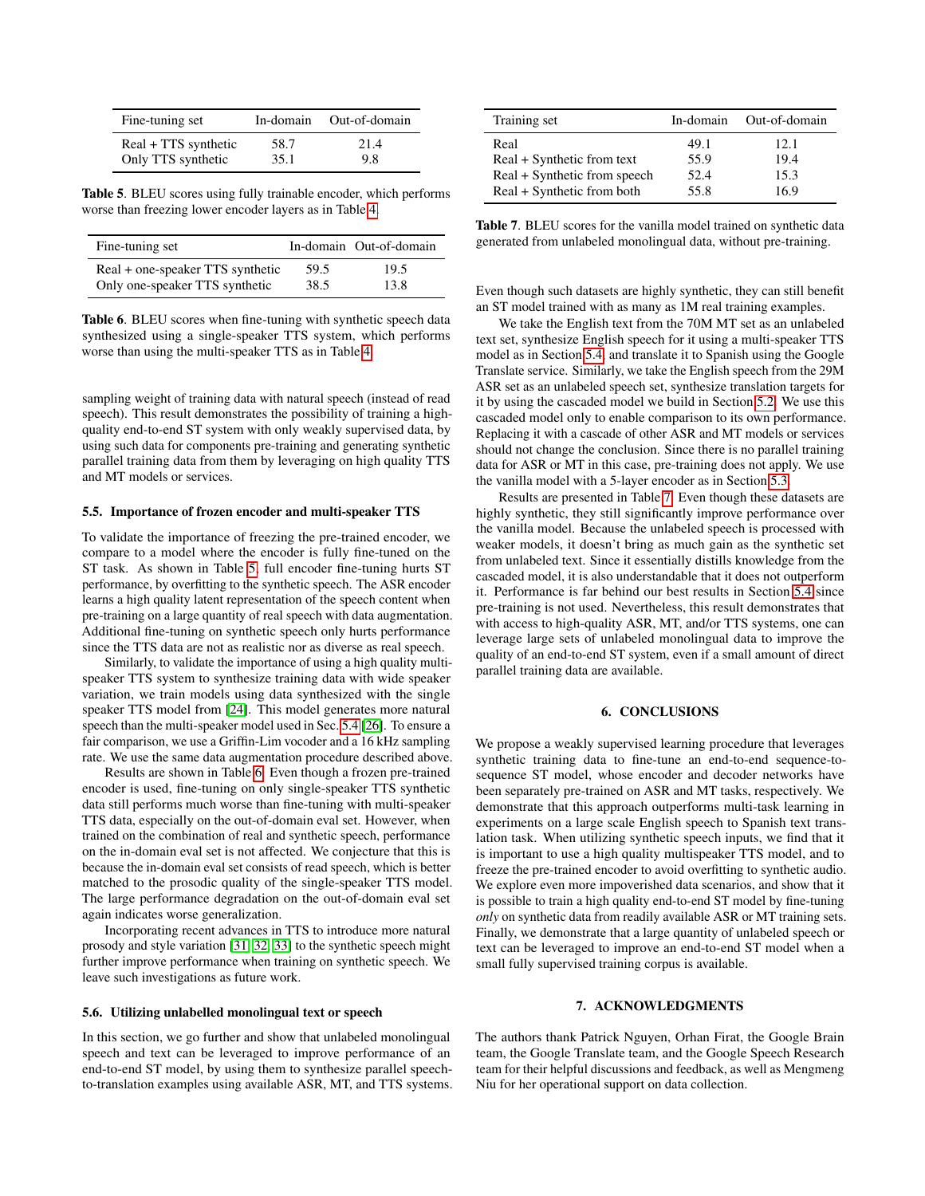| Fine-tuning set | In-domain | Out-of-domain |
|---|---|---|
| Real + TTS synthetic | 58.7 | 21.4 |
| Only TTS synthetic | 35.1 | 9.8 |

**Table 5**. BLEU scores using fully trainable encoder, which performs worse than freezing lower encoder layers as in Table 4.

| Fine-tuning set | In-domain | Out-of-domain |
|---|---|---|
| Real + one-speaker TTS synthetic | 59.5 | 19.5 |
| Only one-speaker TTS synthetic | 38.5 | 13.8 |

**Table 6**. BLEU scores when fine-tuning with synthetic speech data synthesized using a single-speaker TTS system, which performs worse than using the multi-speaker TTS as in Table 4.

sampling weight of training data with natural speech (instead of read speech). This result demonstrates the possibility of training a high-quality end-to-end ST system with only weakly supervised data, by using such data for components pre-training and generating synthetic parallel training data from them by leveraging on high quality TTS and MT models or services.

### 5.5. Importance of frozen encoder and multi-speaker TTS

To validate the importance of freezing the pre-trained encoder, we compare to a model where the encoder is fully fine-tuned on the ST task. As shown in Table 5, full encoder fine-tuning hurts ST performance, by overfitting to the synthetic speech. The ASR encoder learns a high quality latent representation of the speech content when pre-training on a large quantity of real speech with data augmentation. Additional fine-tuning on synthetic speech only hurts performance since the TTS data are not as realistic nor as diverse as real speech.

Similarly, to validate the importance of using a high quality multi-speaker TTS system to synthesize training data with wide speaker variation, we train models using data synthesized with the single speaker TTS model from [24]. This model generates more natural speech than the multi-speaker model used in Sec. 5.4 [26]. To ensure a fair comparison, we use a Griffin-Lim vocoder and a 16 kHz sampling rate. We use the same data augmentation procedure described above.

Results are shown in Table 6. Even though a frozen pre-trained encoder is used, fine-tuning on only single-speaker TTS synthetic data still performs much worse than fine-tuning with multi-speaker TTS data, especially on the out-of-domain eval set. However, when trained on the combination of real and synthetic speech, performance on the in-domain eval set is not affected. We conjecture that this is because the in-domain eval set consists of read speech, which is better matched to the prosodic quality of the single-speaker TTS model. The large performance degradation on the out-of-domain eval set again indicates worse generalization.

Incorporating recent advances in TTS to introduce more natural prosody and style variation [31, 32, 33] to the synthetic speech might further improve performance when training on synthetic speech. We leave such investigations as future work.

### 5.6. Utilizing unlabelled monolingual text or speech

In this section, we go further and show that unlabeled monolingual speech and text can be leveraged to improve performance of an end-to-end ST model, by using them to synthesize parallel speech-to-translation examples using available ASR, MT, and TTS systems.

| Training set | In-domain | Out-of-domain |
|---|---|---|
| Real | 49.1 | 12.1 |
| Real + Synthetic from text | 55.9 | 19.4 |
| Real + Synthetic from speech | 52.4 | 15.3 |
| Real + Synthetic from both | 55.8 | 16.9 |

**Table 7**. BLEU scores for the vanilla model trained on synthetic data generated from unlabeled monolingual data, without pre-training.

Even though such datasets are highly synthetic, they can still benefit an ST model trained with as many as 1M real training examples.

We take the English text from the 70M MT set as an unlabeled text set, synthesize English speech for it using a multi-speaker TTS model as in Section 5.4, and translate it to Spanish using the Google Translate service. Similarly, we take the English speech from the 29M ASR set as an unlabeled speech set, synthesize translation targets for it by using the cascaded model we build in Section 5.2. We use this cascaded model only to enable comparison to its own performance. Replacing it with a cascade of other ASR and MT models or services should not change the conclusion. Since there is no parallel training data for ASR or MT in this case, pre-training does not apply. We use the vanilla model with a 5-layer encoder as in Section 5.3.

Results are presented in Table 7. Even though these datasets are highly synthetic, they still significantly improve performance over the vanilla model. Because the unlabeled speech is processed with weaker models, it doesn't bring as much gain as the synthetic set from unlabeled text. Since it essentially distills knowledge from the cascaded model, it is also understandable that it does not outperform it. Performance is far behind our best results in Section 5.4 since pre-training is not used. Nevertheless, this result demonstrates that with access to high-quality ASR, MT, and/or TTS systems, one can leverage large sets of unlabeled monolingual data to improve the quality of an end-to-end ST system, even if a small amount of direct parallel training data are available.

## 6. CONCLUSIONS

We propose a weakly supervised learning procedure that leverages synthetic training data to fine-tune an end-to-end sequence-to-sequence ST model, whose encoder and decoder networks have been separately pre-trained on ASR and MT tasks, respectively. We demonstrate that this approach outperforms multi-task learning in experiments on a large scale English speech to Spanish text translation task. When utilizing synthetic speech inputs, we find that it is important to use a high quality multispeaker TTS model, and to freeze the pre-trained encoder to avoid overfitting to synthetic audio. We explore even more impoverished data scenarios, and show that it is possible to train a high quality end-to-end ST model by fine-tuning *only* on synthetic data from readily available ASR or MT training sets. Finally, we demonstrate that a large quantity of unlabeled speech or text can be leveraged to improve an end-to-end ST model when a small fully supervised training corpus is available.

## 7. ACKNOWLEDGMENTS

The authors thank Patrick Nguyen, Orhan Firat, the Google Brain team, the Google Translate team, and the Google Speech Research team for their helpful discussions and feedback, as well as Mengmeng Niu for her operational support on data collection.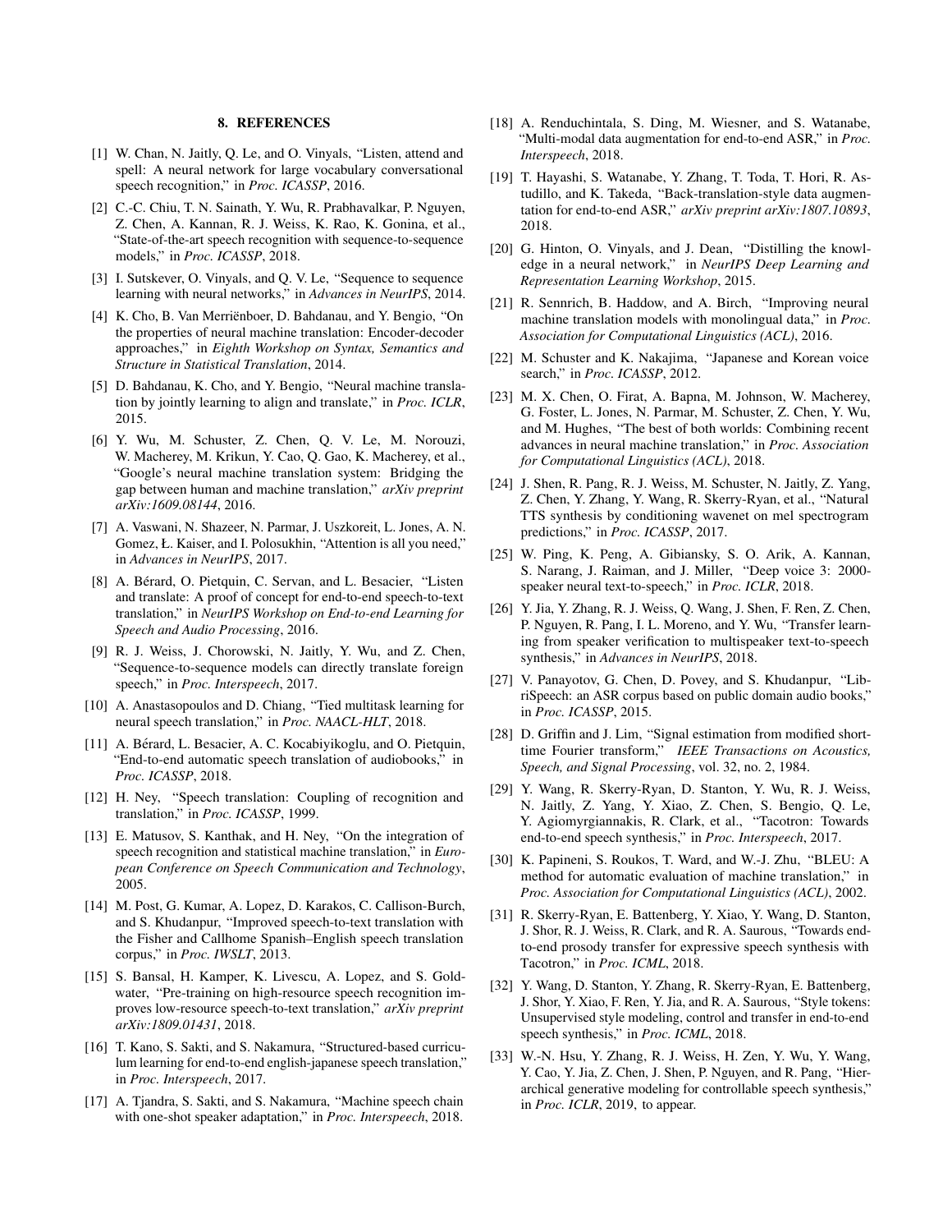## 8. REFERENCES

[1] W. Chan, N. Jaitly, Q. Le, and O. Vinyals, "Listen, attend and spell: A neural network for large vocabulary conversational speech recognition," in *Proc. ICASSP*, 2016.

[2] C.-C. Chiu, T. N. Sainath, Y. Wu, R. Prabhavalkar, P. Nguyen, Z. Chen, A. Kannan, R. J. Weiss, K. Rao, K. Gonina, et al., "State-of-the-art speech recognition with sequence-to-sequence models," in *Proc. ICASSP*, 2018.

[3] I. Sutskever, O. Vinyals, and Q. V. Le, "Sequence to sequence learning with neural networks," in *Advances in NeurIPS*, 2014.

[4] K. Cho, B. Van Merriënboer, D. Bahdanau, and Y. Bengio, "On the properties of neural machine translation: Encoder-decoder approaches," in *Eighth Workshop on Syntax, Semantics and Structure in Statistical Translation*, 2014.

[5] D. Bahdanau, K. Cho, and Y. Bengio, "Neural machine translation by jointly learning to align and translate," in *Proc. ICLR*, 2015.

[6] Y. Wu, M. Schuster, Z. Chen, Q. V. Le, M. Norouzi, W. Macherey, M. Krikun, Y. Cao, Q. Gao, K. Macherey, et al., "Google's neural machine translation system: Bridging the gap between human and machine translation," *arXiv preprint arXiv:1609.08144*, 2016.

[7] A. Vaswani, N. Shazeer, N. Parmar, J. Uszkoreit, L. Jones, A. N. Gomez, Ł. Kaiser, and I. Polosukhin, "Attention is all you need," in *Advances in NeurIPS*, 2017.

[8] A. Bérard, O. Pietquin, C. Servan, and L. Besacier, "Listen and translate: A proof of concept for end-to-end speech-to-text translation," in *NeurIPS Workshop on End-to-end Learning for Speech and Audio Processing*, 2016.

[9] R. J. Weiss, J. Chorowski, N. Jaitly, Y. Wu, and Z. Chen, "Sequence-to-sequence models can directly translate foreign speech," in *Proc. Interspeech*, 2017.

[10] A. Anastasopoulos and D. Chiang, "Tied multitask learning for neural speech translation," in *Proc. NAACL-HLT*, 2018.

[11] A. Bérard, L. Besacier, A. C. Kocabiyikoglu, and O. Pietquin, "End-to-end automatic speech translation of audiobooks," in *Proc. ICASSP*, 2018.

[12] H. Ney, "Speech translation: Coupling of recognition and translation," in *Proc. ICASSP*, 1999.

[13] E. Matusov, S. Kanthak, and H. Ney, "On the integration of speech recognition and statistical machine translation," in *European Conference on Speech Communication and Technology*, 2005.

[14] M. Post, G. Kumar, A. Lopez, D. Karakos, C. Callison-Burch, and S. Khudanpur, "Improved speech-to-text translation with the Fisher and Callhome Spanish–English speech translation corpus," in *Proc. IWSLT*, 2013.

[15] S. Bansal, H. Kamper, K. Livescu, A. Lopez, and S. Goldwater, "Pre-training on high-resource speech recognition improves low-resource speech-to-text translation," *arXiv preprint arXiv:1809.01431*, 2018.

[16] T. Kano, S. Sakti, and S. Nakamura, "Structured-based curriculum learning for end-to-end english-japanese speech translation," in *Proc. Interspeech*, 2017.

[17] A. Tjandra, S. Sakti, and S. Nakamura, "Machine speech chain with one-shot speaker adaptation," in *Proc. Interspeech*, 2018.

[18] A. Renduchintala, S. Ding, M. Wiesner, and S. Watanabe, "Multi-modal data augmentation for end-to-end ASR," in *Proc. Interspeech*, 2018.

[19] T. Hayashi, S. Watanabe, Y. Zhang, T. Toda, T. Hori, R. Astudillo, and K. Takeda, "Back-translation-style data augmentation for end-to-end ASR," *arXiv preprint arXiv:1807.10893*, 2018.

[20] G. Hinton, O. Vinyals, and J. Dean, "Distilling the knowledge in a neural network," in *NeurIPS Deep Learning and Representation Learning Workshop*, 2015.

[21] R. Sennrich, B. Haddow, and A. Birch, "Improving neural machine translation models with monolingual data," in *Proc. Association for Computational Linguistics (ACL)*, 2016.

[22] M. Schuster and K. Nakajima, "Japanese and Korean voice search," in *Proc. ICASSP*, 2012.

[23] M. X. Chen, O. Firat, A. Bapna, M. Johnson, W. Macherey, G. Foster, L. Jones, N. Parmar, M. Schuster, Z. Chen, Y. Wu, and M. Hughes, "The best of both worlds: Combining recent advances in neural machine translation," in *Proc. Association for Computational Linguistics (ACL)*, 2018.

[24] J. Shen, R. Pang, R. J. Weiss, M. Schuster, N. Jaitly, Z. Yang, Z. Chen, Y. Zhang, Y. Wang, R. Skerry-Ryan, et al., "Natural TTS synthesis by conditioning wavenet on mel spectrogram predictions," in *Proc. ICASSP*, 2017.

[25] W. Ping, K. Peng, A. Gibiansky, S. O. Arik, A. Kannan, S. Narang, J. Raiman, and J. Miller, "Deep voice 3: 2000-speaker neural text-to-speech," in *Proc. ICLR*, 2018.

[26] Y. Jia, Y. Zhang, R. J. Weiss, Q. Wang, J. Shen, F. Ren, Z. Chen, P. Nguyen, R. Pang, I. L. Moreno, and Y. Wu, "Transfer learning from speaker verification to multispeaker text-to-speech synthesis," in *Advances in NeurIPS*, 2018.

[27] V. Panayotov, G. Chen, D. Povey, and S. Khudanpur, "LibriSpeech: an ASR corpus based on public domain audio books," in *Proc. ICASSP*, 2015.

[28] D. Griffin and J. Lim, "Signal estimation from modified short-time Fourier transform," *IEEE Transactions on Acoustics, Speech, and Signal Processing*, vol. 32, no. 2, 1984.

[29] Y. Wang, R. Skerry-Ryan, D. Stanton, Y. Wu, R. J. Weiss, N. Jaitly, Z. Yang, Y. Xiao, Z. Chen, S. Bengio, Q. Le, Y. Agiomyrgiannakis, R. Clark, et al., "Tacotron: Towards end-to-end speech synthesis," in *Proc. Interspeech*, 2017.

[30] K. Papineni, S. Roukos, T. Ward, and W.-J. Zhu, "BLEU: A method for automatic evaluation of machine translation," in *Proc. Association for Computational Linguistics (ACL)*, 2002.

[31] R. Skerry-Ryan, E. Battenberg, Y. Xiao, Y. Wang, D. Stanton, J. Shor, R. J. Weiss, R. Clark, and R. A. Saurous, "Towards end-to-end prosody transfer for expressive speech synthesis with Tacotron," in *Proc. ICML*, 2018.

[32] Y. Wang, D. Stanton, Y. Zhang, R. Skerry-Ryan, E. Battenberg, J. Shor, Y. Xiao, F. Ren, Y. Jia, and R. A. Saurous, "Style tokens: Unsupervised style modeling, control and transfer in end-to-end speech synthesis," in *Proc. ICML*, 2018.

[33] W.-N. Hsu, Y. Zhang, R. J. Weiss, H. Zen, Y. Wu, Y. Wang, Y. Cao, Y. Jia, Z. Chen, J. Shen, P. Nguyen, and R. Pang, "Hierarchical generative modeling for controllable speech synthesis," in *Proc. ICLR*, 2019, to appear.